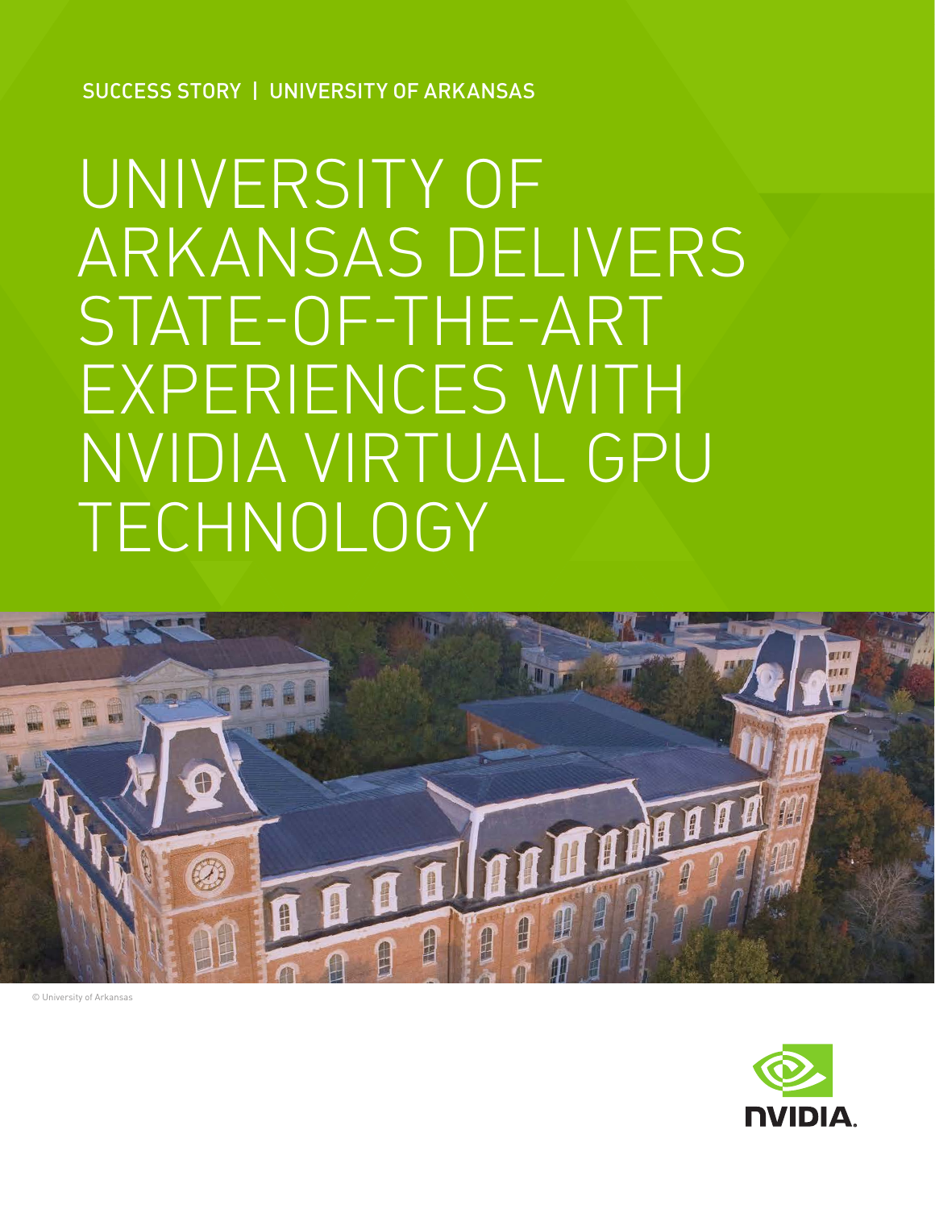SUCCESS STORY | UNIVERSITY OF ARKANSAS

# UNIVERSITY OF ARKANSAS DELIVERS STATE-OF-THE-ART EXPERIENCES WITH NVIDIA VIRTUAL GPU TECHNOLOGY

© University of Arkansas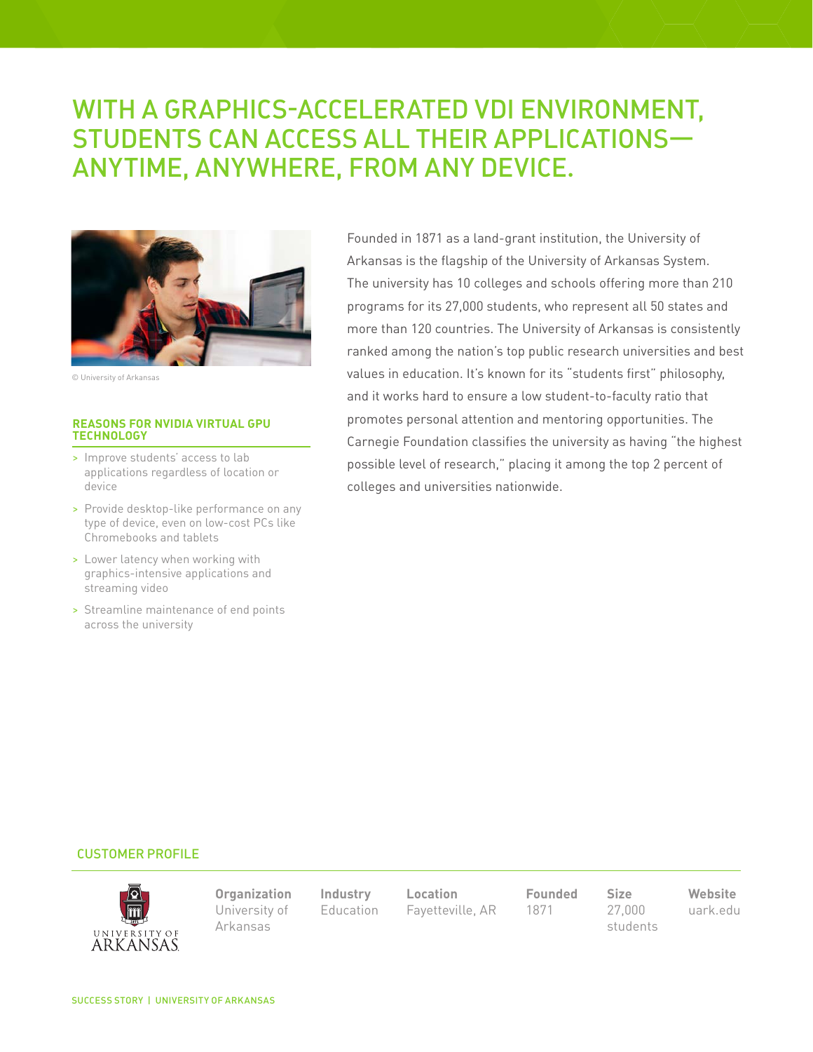# WITH A GRAPHICS-ACCELERATED VDI ENVIRONMENT, STUDENTS CAN ACCESS ALL THEIR APPLICATIONS—ANYTIME, ANYWHERE, FROM ANY DEVICE.

© University of Arkansas

Founded in 1871 as a land-grant institution, the University of Arkansas is the flagship of the University of Arkansas System. The university has 10 colleges and schools offering more than 210 programs for its 27,000 students, who represent all 50 states and more than 120 countries. The University of Arkansas is consistently ranked among the nation's top public research universities and best values in education. It's known for its "students first" philosophy, and it works hard to ensure a low student-to-faculty ratio that promotes personal attention and mentoring opportunities. The Carnegie Foundation classifies the university as having "the highest possible level of research," placing it among the top 2 percent of colleges and universities nationwide.

### REASONS FOR NVIDIA VIRTUAL GPU TECHNOLOGY

- Improve students' access to lab applications regardless of location or device
- Provide desktop-like performance on any type of device, even on low-cost PCs like Chromebooks and tablets
- Lower latency when working with graphics-intensive applications and streaming video
- Streamline maintenance of end points across the university

## CUSTOMER PROFILE

| Organization | Industry | Location | Founded | Size | Website |
|---|---|---|---|---|---|
| University of Arkansas | Education | Fayetteville, AR | 1871 | 27,000 students | uark.edu |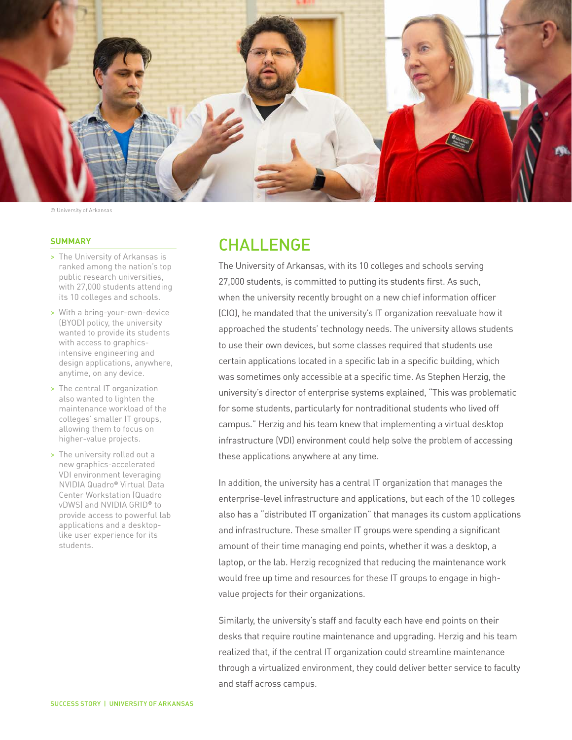© University of Arkansas

**SUMMARY**

- The University of Arkansas is ranked among the nation's top public research universities, with 27,000 students attending its 10 colleges and schools.
- With a bring-your-own-device (BYOD) policy, the university wanted to provide its students with access to graphics-intensive engineering and design applications, anywhere, anytime, on any device.
- The central IT organization also wanted to lighten the maintenance workload of the colleges' smaller IT groups, allowing them to focus on higher-value projects.
- The university rolled out a new graphics-accelerated VDI environment leveraging NVIDIA Quadro® Virtual Data Center Workstation (Quadro vDWS) and NVIDIA GRID® to provide access to powerful lab applications and a desktop-like user experience for its students.

## CHALLENGE

The University of Arkansas, with its 10 colleges and schools serving 27,000 students, is committed to putting its students first. As such, when the university recently brought on a new chief information officer (CIO), he mandated that the university's IT organization reevaluate how it approached the students' technology needs. The university allows students to use their own devices, but some classes required that students use certain applications located in a specific lab in a specific building, which was sometimes only accessible at a specific time. As Stephen Herzig, the university's director of enterprise systems explained, "This was problematic for some students, particularly for nontraditional students who lived off campus." Herzig and his team knew that implementing a virtual desktop infrastructure (VDI) environment could help solve the problem of accessing these applications anywhere at any time.

In addition, the university has a central IT organization that manages the enterprise-level infrastructure and applications, but each of the 10 colleges also has a "distributed IT organization" that manages its custom applications and infrastructure. These smaller IT groups were spending a significant amount of their time managing end points, whether it was a desktop, a laptop, or the lab. Herzig recognized that reducing the maintenance work would free up time and resources for these IT groups to engage in high-value projects for their organizations.

Similarly, the university's staff and faculty each have end points on their desks that require routine maintenance and upgrading. Herzig and his team realized that, if the central IT organization could streamline maintenance through a virtualized environment, they could deliver better service to faculty and staff across campus.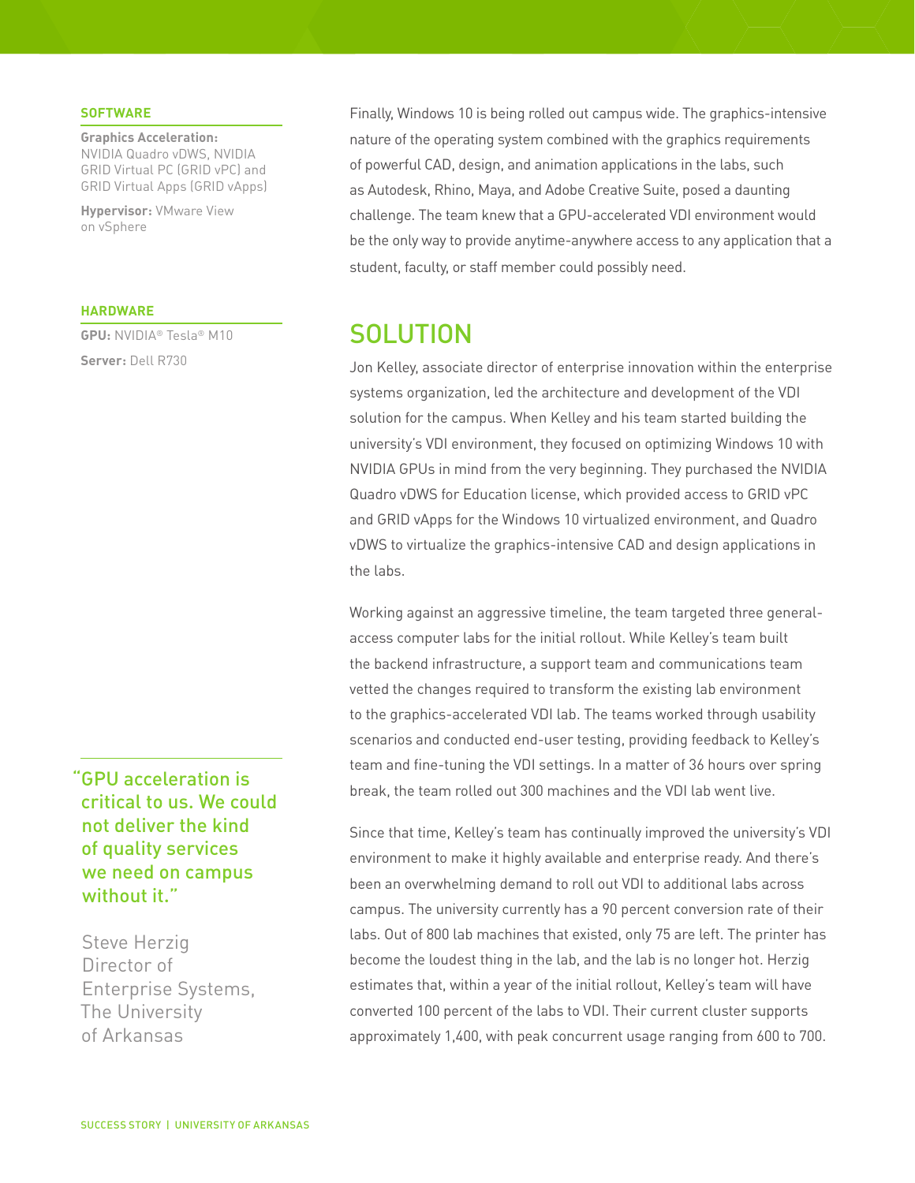### SOFTWARE

**Graphics Acceleration:** NVIDIA Quadro vDWS, NVIDIA GRID Virtual PC (GRID vPC) and GRID Virtual Apps (GRID vApps)

**Hypervisor:** VMware View on vSphere

### HARDWARE

**GPU:** NVIDIA® Tesla® M10

**Server:** Dell R730

Finally, Windows 10 is being rolled out campus wide. The graphics-intensive nature of the operating system combined with the graphics requirements of powerful CAD, design, and animation applications in the labs, such as Autodesk, Rhino, Maya, and Adobe Creative Suite, posed a daunting challenge. The team knew that a GPU-accelerated VDI environment would be the only way to provide anytime-anywhere access to any application that a student, faculty, or staff member could possibly need.

## SOLUTION

Jon Kelley, associate director of enterprise innovation within the enterprise systems organization, led the architecture and development of the VDI solution for the campus. When Kelley and his team started building the university's VDI environment, they focused on optimizing Windows 10 with NVIDIA GPUs in mind from the very beginning. They purchased the NVIDIA Quadro vDWS for Education license, which provided access to GRID vPC and GRID vApps for the Windows 10 virtualized environment, and Quadro vDWS to virtualize the graphics-intensive CAD and design applications in the labs.

Working against an aggressive timeline, the team targeted three general-access computer labs for the initial rollout. While Kelley's team built the backend infrastructure, a support team and communications team vetted the changes required to transform the existing lab environment to the graphics-accelerated VDI lab. The teams worked through usability scenarios and conducted end-user testing, providing feedback to Kelley's team and fine-tuning the VDI settings. In a matter of 36 hours over spring break, the team rolled out 300 machines and the VDI lab went live.

Since that time, Kelley's team has continually improved the university's VDI environment to make it highly available and enterprise ready. And there's been an overwhelming demand to roll out VDI to additional labs across campus. The university currently has a 90 percent conversion rate of their labs. Out of 800 lab machines that existed, only 75 are left. The printer has become the loudest thing in the lab, and the lab is no longer hot. Herzig estimates that, within a year of the initial rollout, Kelley's team will have converted 100 percent of the labs to VDI. Their current cluster supports approximately 1,400, with peak concurrent usage ranging from 600 to 700.

> "GPU acceleration is critical to us. We could not deliver the kind of quality services we need on campus without it."
>
> Steve Herzig
> Director of Enterprise Systems,
> The University of Arkansas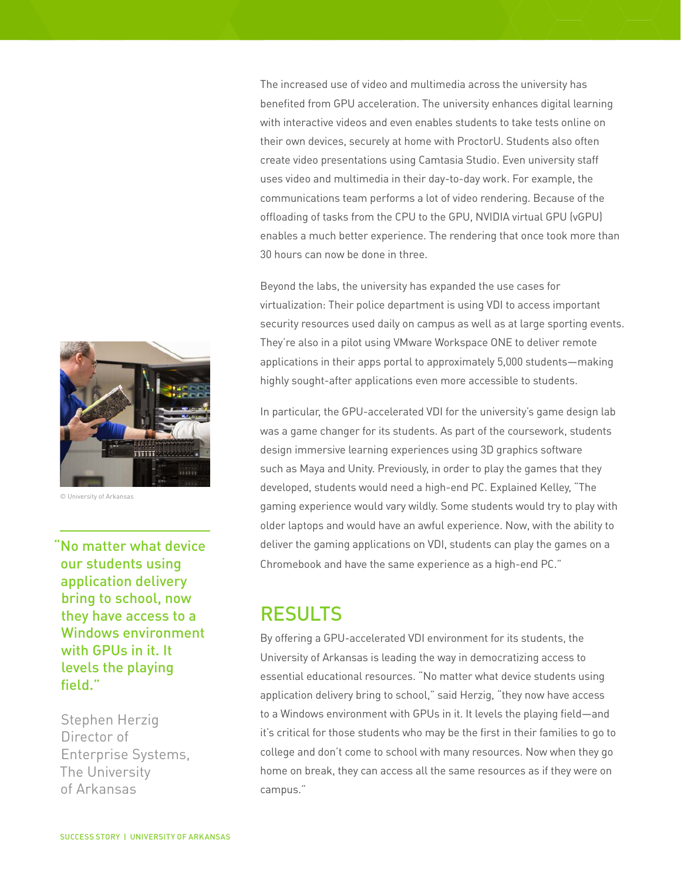The increased use of video and multimedia across the university has benefited from GPU acceleration. The university enhances digital learning with interactive videos and even enables students to take tests online on their own devices, securely at home with ProctorU. Students also often create video presentations using Camtasia Studio. Even university staff uses video and multimedia in their day-to-day work. For example, the communications team performs a lot of video rendering. Because of the offloading of tasks from the CPU to the GPU, NVIDIA virtual GPU (vGPU) enables a much better experience. The rendering that once took more than 30 hours can now be done in three.

Beyond the labs, the university has expanded the use cases for virtualization: Their police department is using VDI to access important security resources used daily on campus as well as at large sporting events. They're also in a pilot using VMware Workspace ONE to deliver remote applications in their apps portal to approximately 5,000 students—making highly sought-after applications even more accessible to students.

In particular, the GPU-accelerated VDI for the university's game design lab was a game changer for its students. As part of the coursework, students design immersive learning experiences using 3D graphics software such as Maya and Unity. Previously, in order to play the games that they developed, students would need a high-end PC. Explained Kelley, "The gaming experience would vary wildly. Some students would try to play with older laptops and would have an awful experience. Now, with the ability to deliver the gaming applications on VDI, students can play the games on a Chromebook and have the same experience as a high-end PC."

© University of Arkansas

> "No matter what device our students using application delivery bring to school, now they have access to a Windows environment with GPUs in it. It levels the playing field."
>
> Stephen Herzig
> Director of Enterprise Systems, The University of Arkansas

## RESULTS

By offering a GPU-accelerated VDI environment for its students, the University of Arkansas is leading the way in democratizing access to essential educational resources. "No matter what device students using application delivery bring to school," said Herzig, "they now have access to a Windows environment with GPUs in it. It levels the playing field—and it's critical for those students who may be the first in their families to go to college and don't come to school with many resources. Now when they go home on break, they can access all the same resources as if they were on campus."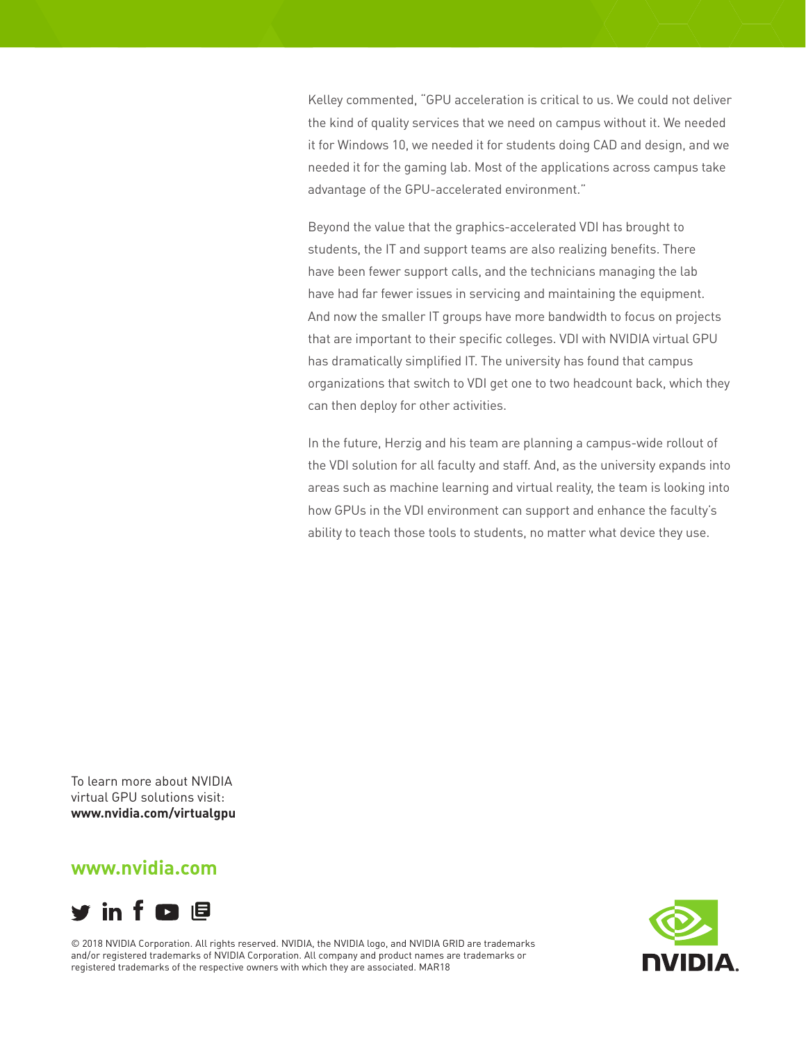Kelley commented, "GPU acceleration is critical to us. We could not deliver the kind of quality services that we need on campus without it. We needed it for Windows 10, we needed it for students doing CAD and design, and we needed it for the gaming lab. Most of the applications across campus take advantage of the GPU-accelerated environment."

Beyond the value that the graphics-accelerated VDI has brought to students, the IT and support teams are also realizing benefits. There have been fewer support calls, and the technicians managing the lab have had far fewer issues in servicing and maintaining the equipment. And now the smaller IT groups have more bandwidth to focus on projects that are important to their specific colleges. VDI with NVIDIA virtual GPU has dramatically simplified IT. The university has found that campus organizations that switch to VDI get one to two headcount back, which they can then deploy for other activities.

In the future, Herzig and his team are planning a campus-wide rollout of the VDI solution for all faculty and staff. And, as the university expands into areas such as machine learning and virtual reality, the team is looking into how GPUs in the VDI environment can support and enhance the faculty's ability to teach those tools to students, no matter what device they use.

To learn more about NVIDIA virtual GPU solutions visit:
**www.nvidia.com/virtualgpu**

**www.nvidia.com**

© 2018 NVIDIA Corporation. All rights reserved. NVIDIA, the NVIDIA logo, and NVIDIA GRID are trademarks and/or registered trademarks of NVIDIA Corporation. All company and product names are trademarks or registered trademarks of the respective owners with which they are associated. MAR18

NVIDIA.